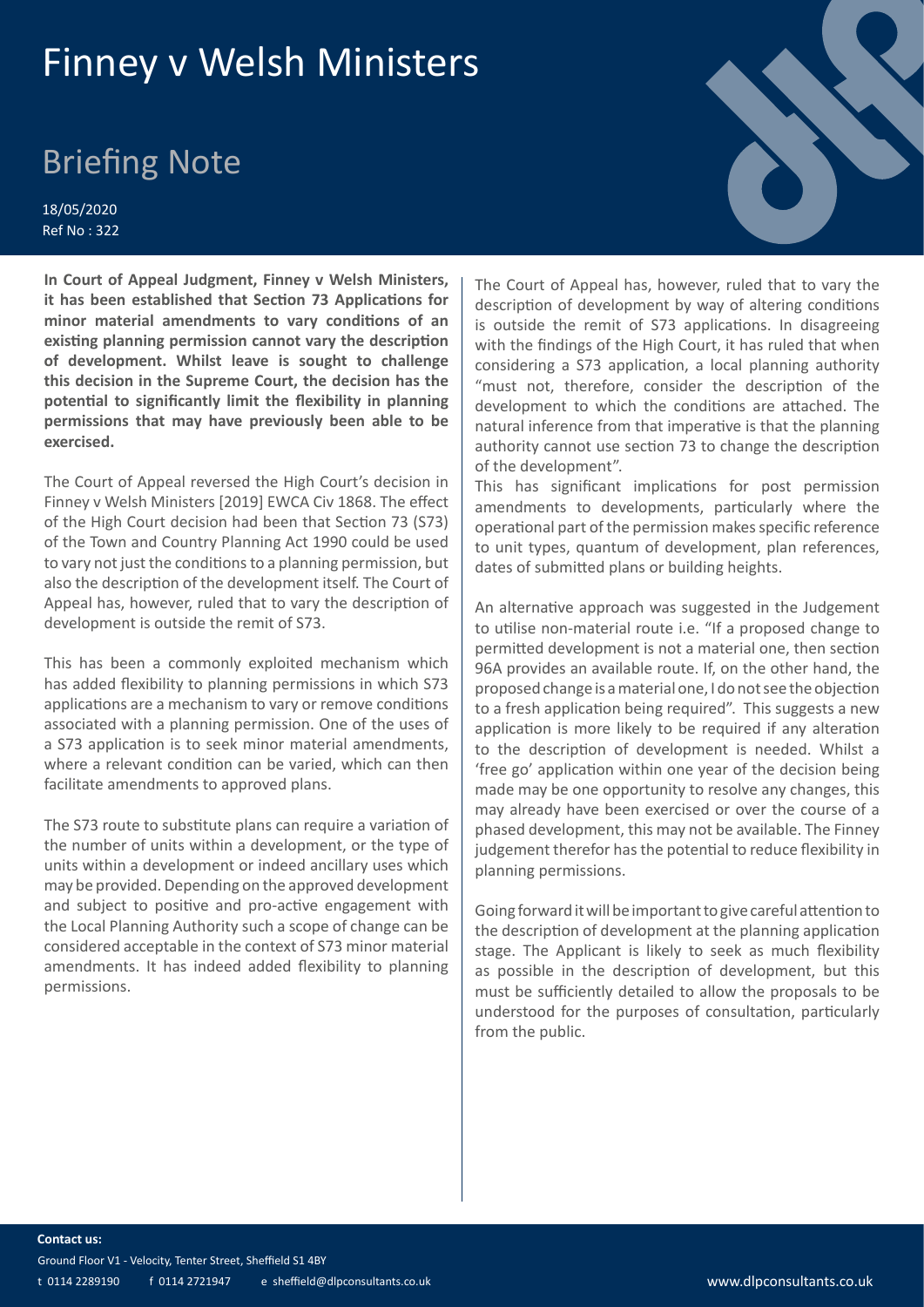# Finney v Welsh Ministers

## Briefing Note

18/05/2020
Ref No : 322

**In Court of Appeal Judgment, Finney v Welsh Ministers, it has been established that Section 73 Applications for minor material amendments to vary conditions of an existing planning permission cannot vary the description of development. Whilst leave is sought to challenge this decision in the Supreme Court, the decision has the potential to significantly limit the flexibility in planning permissions that may have previously been able to be exercised.**

The Court of Appeal reversed the High Court's decision in Finney v Welsh Ministers [2019] EWCA Civ 1868. The effect of the High Court decision had been that Section 73 (S73) of the Town and Country Planning Act 1990 could be used to vary not just the conditions to a planning permission, but also the description of the development itself. The Court of Appeal has, however, ruled that to vary the description of development is outside the remit of S73.

This has been a commonly exploited mechanism which has added flexibility to planning permissions in which S73 applications are a mechanism to vary or remove conditions associated with a planning permission. One of the uses of a S73 application is to seek minor material amendments, where a relevant condition can be varied, which can then facilitate amendments to approved plans.

The S73 route to substitute plans can require a variation of the number of units within a development, or the type of units within a development or indeed ancillary uses which may be provided. Depending on the approved development and subject to positive and pro-active engagement with the Local Planning Authority such a scope of change can be considered acceptable in the context of S73 minor material amendments. It has indeed added flexibility to planning permissions.

The Court of Appeal has, however, ruled that to vary the description of development by way of altering conditions is outside the remit of S73 applications. In disagreeing with the findings of the High Court, it has ruled that when considering a S73 application, a local planning authority "must not, therefore, consider the description of the development to which the conditions are attached. The natural inference from that imperative is that the planning authority cannot use section 73 to change the description of the development".
This has significant implications for post permission amendments to developments, particularly where the operational part of the permission makes specific reference to unit types, quantum of development, plan references, dates of submitted plans or building heights.

An alternative approach was suggested in the Judgement to utilise non-material route i.e. "If a proposed change to permitted development is not a material one, then section 96A provides an available route. If, on the other hand, the proposed change is a material one, I do not see the objection to a fresh application being required". This suggests a new application is more likely to be required if any alteration to the description of development is needed. Whilst a 'free go' application within one year of the decision being made may be one opportunity to resolve any changes, this may already have been exercised or over the course of a phased development, this may not be available. The Finney judgement therefor has the potential to reduce flexibility in planning permissions.

Going forward it will be important to give careful attention to the description of development at the planning application stage. The Applicant is likely to seek as much flexibility as possible in the description of development, but this must be sufficiently detailed to allow the proposals to be understood for the purposes of consultation, particularly from the public.

**Contact us:**
Ground Floor V1 - Velocity, Tenter Street, Sheffield S1 4BY
t 0114 2289190 f 0114 2721947 e sheffield@dlpconsultants.co.uk www.dlpconsultants.co.uk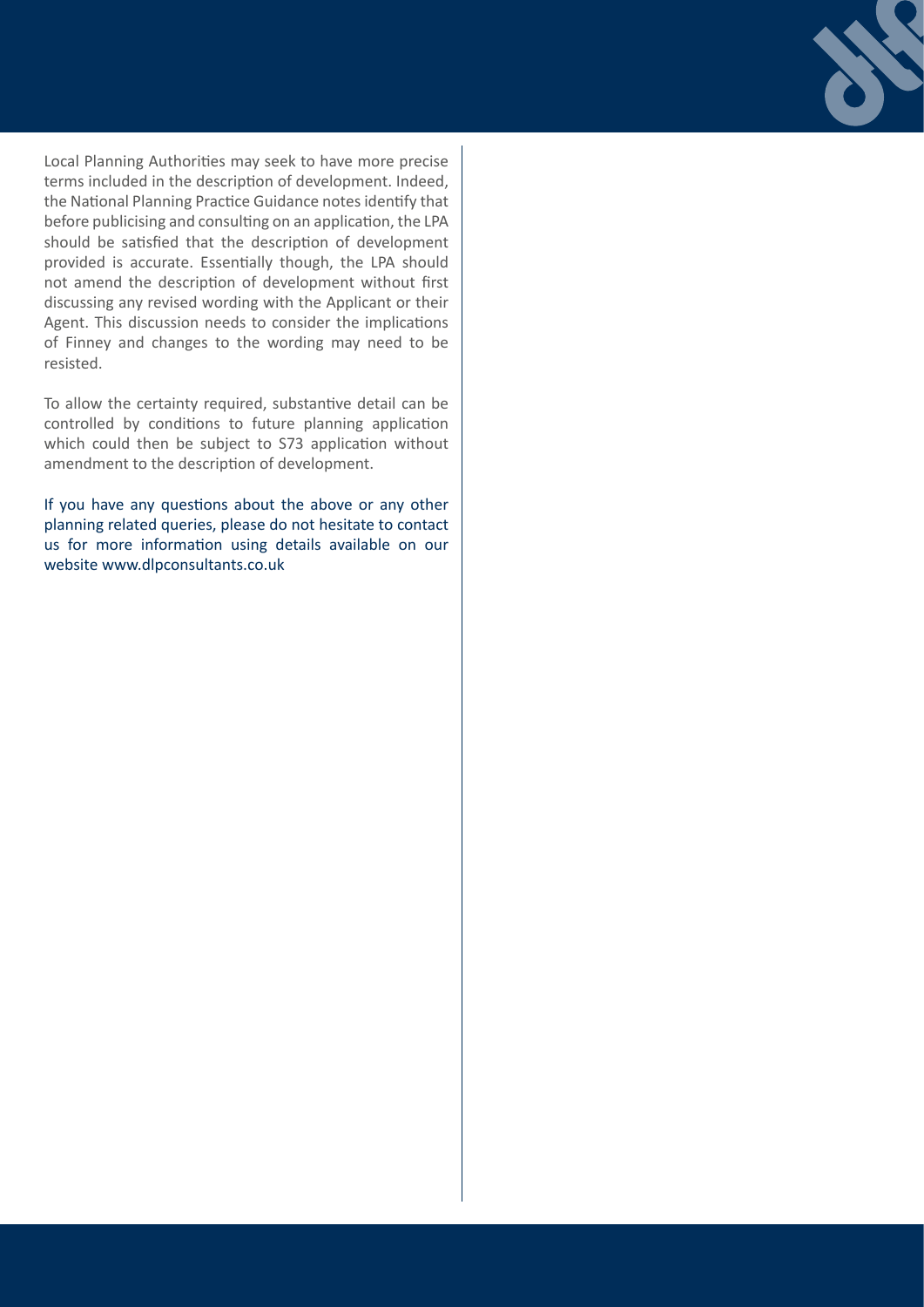Local Planning Authorities may seek to have more precise terms included in the description of development. Indeed, the National Planning Practice Guidance notes identify that before publicising and consulting on an application, the LPA should be satisfied that the description of development provided is accurate. Essentially though, the LPA should not amend the description of development without first discussing any revised wording with the Applicant or their Agent. This discussion needs to consider the implications of Finney and changes to the wording may need to be resisted.

To allow the certainty required, substantive detail can be controlled by conditions to future planning application which could then be subject to S73 application without amendment to the description of development.

If you have any questions about the above or any other planning related queries, please do not hesitate to contact us for more information using details available on our website www.dlpconsultants.co.uk